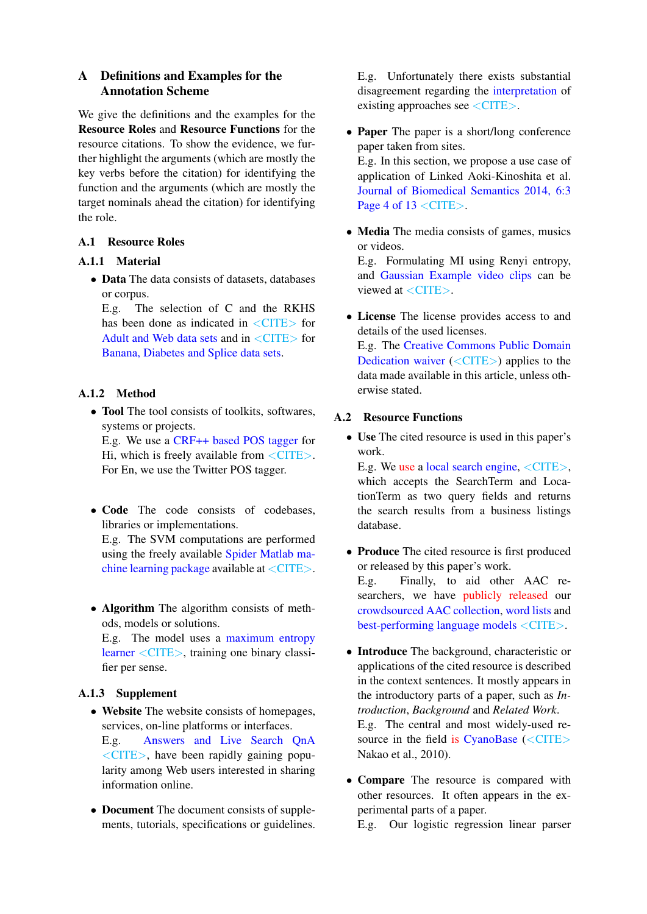## A Definitions and Examples for the Annotation Scheme

We give the definitions and the examples for the **Resource Roles** and **Resource Functions** for the resource citations. To show the evidence, we further highlight the arguments (which are mostly the key verbs before the citation) for identifying the function and the arguments (which are mostly the target nominals ahead the citation) for identifying the role.

### A.1 Resource Roles

#### A.1.1 Material

- **Data** The data consists of datasets, databases or corpus.
  E.g. The selection of C and the RKHS has been done as indicated in <CITE> for Adult and Web data sets and in <CITE> for Banana, Diabetes and Splice data sets.

#### A.1.2 Method

- **Tool** The tool consists of toolkits, softwares, systems or projects.
  E.g. We use a CRF++ based POS tagger for Hi, which is freely available from <CITE>. For En, we use the Twitter POS tagger.

- **Code** The code consists of codebases, libraries or implementations.
  E.g. The SVM computations are performed using the freely available Spider Matlab machine learning package available at <CITE>.

- **Algorithm** The algorithm consists of methods, models or solutions.
  E.g. The model uses a maximum entropy learner <CITE>, training one binary classifier per sense.

#### A.1.3 Supplement

- **Website** The website consists of homepages, services, on-line platforms or interfaces.
  E.g. Answers and Live Search QnA <CITE>, have been rapidly gaining popularity among Web users interested in sharing information online.

- **Document** The document consists of supplements, tutorials, specifications or guidelines.
  E.g. Unfortunately there exists substantial disagreement regarding the interpretation of existing approaches see <CITE>.

- **Paper** The paper is a short/long conference paper taken from sites.
  E.g. In this section, we propose a use case of application of Linked Aoki-Kinoshita et al. Journal of Biomedical Semantics 2014, 6:3 Page 4 of 13 <CITE>.

- **Media** The media consists of games, musics or videos.
  E.g. Formulating MI using Renyi entropy, and Gaussian Example video clips can be viewed at <CITE>.

- **License** The license provides access to and details of the used licenses.
  E.g. The Creative Commons Public Domain Dedication waiver (<CITE>) applies to the data made available in this article, unless otherwise stated.

### A.2 Resource Functions

- **Use** The cited resource is used in this paper's work.
  E.g. We use a local search engine, <CITE>, which accepts the SearchTerm and LocationTerm as two query fields and returns the search results from a business listings database.

- **Produce** The cited resource is first produced or released by this paper's work.
  E.g. Finally, to aid other AAC researchers, we have publicly released our crowdsourced AAC collection, word lists and best-performing language models <CITE>.

- **Introduce** The background, characteristic or applications of the cited resource is described in the context sentences. It mostly appears in the introductory parts of a paper, such as *Introduction*, *Background* and *Related Work*.
  E.g. The central and most widely-used resource in the field is CyanoBase (<CITE> Nakao et al., 2010).

- **Compare** The resource is compared with other resources. It often appears in the experimental parts of a paper.
  E.g. Our logistic regression linear parser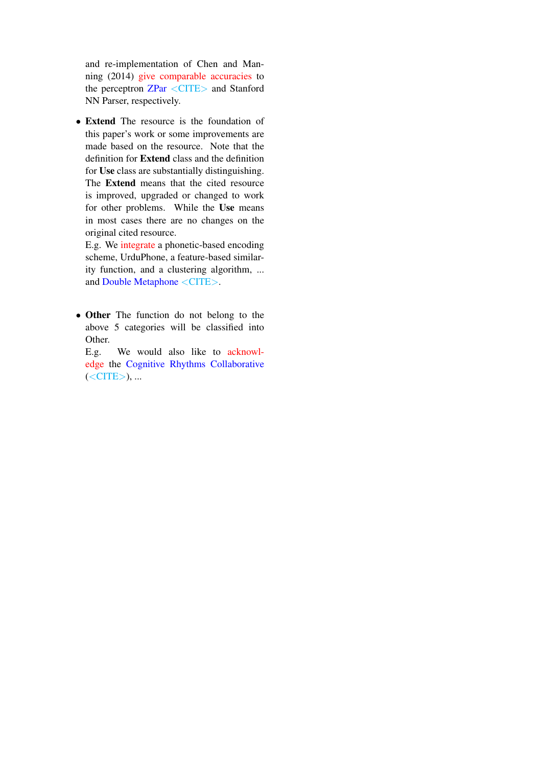and re-implementation of Chen and Manning (2014) give comparable accuracies to the perceptron ZPar <CITE> and Stanford NN Parser, respectively.

- **Extend** The resource is the foundation of this paper's work or some improvements are made based on the resource. Note that the definition for **Extend** class and the definition for **Use** class are substantially distinguishing. The **Extend** means that the cited resource is improved, upgraded or changed to work for other problems. While the **Use** means in most cases there are no changes on the original cited resource.
  E.g. We integrate a phonetic-based encoding scheme, UrduPhone, a feature-based similarity function, and a clustering algorithm, ... and Double Metaphone <CITE>.

- **Other** The function do not belong to the above 5 categories will be classified into Other.
  E.g. We would also like to acknowledge the Cognitive Rhythms Collaborative (<CITE>), ...